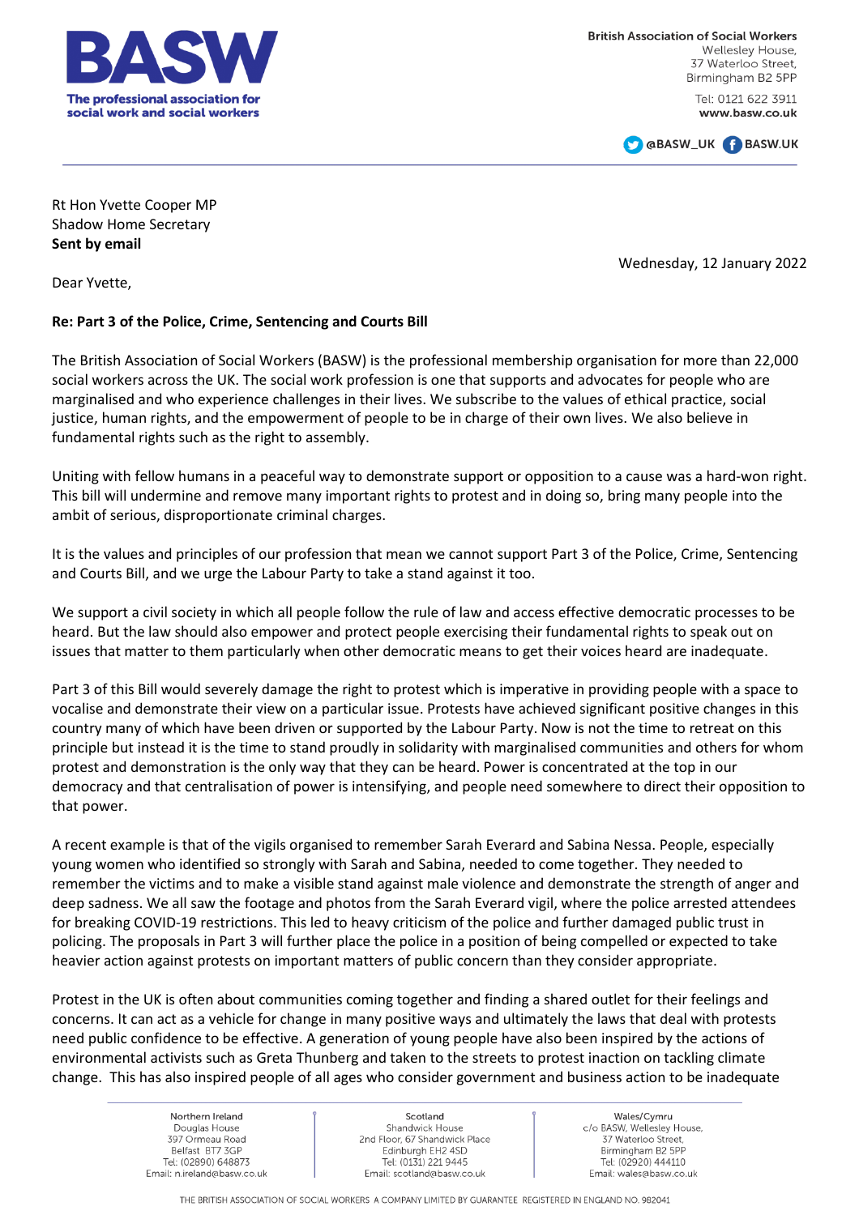**BASW**
**The professional association for social work and social workers**

**British Association of Social Workers**
Wellesley House,
37 Waterloo Street,
Birmingham B2 5PP

Tel: 0121 622 3911
**www.basw.co.uk**

@BASW_UK BASW.UK

---

Rt Hon Yvette Cooper MP
Shadow Home Secretary
**Sent by email**

Wednesday, 12 January 2022

Dear Yvette,

**Re: Part 3 of the Police, Crime, Sentencing and Courts Bill**

The British Association of Social Workers (BASW) is the professional membership organisation for more than 22,000 social workers across the UK. The social work profession is one that supports and advocates for people who are marginalised and who experience challenges in their lives. We subscribe to the values of ethical practice, social justice, human rights, and the empowerment of people to be in charge of their own lives. We also believe in fundamental rights such as the right to assembly.

Uniting with fellow humans in a peaceful way to demonstrate support or opposition to a cause was a hard-won right. This bill will undermine and remove many important rights to protest and in doing so, bring many people into the ambit of serious, disproportionate criminal charges.

It is the values and principles of our profession that mean we cannot support Part 3 of the Police, Crime, Sentencing and Courts Bill, and we urge the Labour Party to take a stand against it too.

We support a civil society in which all people follow the rule of law and access effective democratic processes to be heard. But the law should also empower and protect people exercising their fundamental rights to speak out on issues that matter to them particularly when other democratic means to get their voices heard are inadequate.

Part 3 of this Bill would severely damage the right to protest which is imperative in providing people with a space to vocalise and demonstrate their view on a particular issue. Protests have achieved significant positive changes in this country many of which have been driven or supported by the Labour Party. Now is not the time to retreat on this principle but instead it is the time to stand proudly in solidarity with marginalised communities and others for whom protest and demonstration is the only way that they can be heard. Power is concentrated at the top in our democracy and that centralisation of power is intensifying, and people need somewhere to direct their opposition to that power.

A recent example is that of the vigils organised to remember Sarah Everard and Sabina Nessa. People, especially young women who identified so strongly with Sarah and Sabina, needed to come together. They needed to remember the victims and to make a visible stand against male violence and demonstrate the strength of anger and deep sadness. We all saw the footage and photos from the Sarah Everard vigil, where the police arrested attendees for breaking COVID-19 restrictions. This led to heavy criticism of the police and further damaged public trust in policing. The proposals in Part 3 will further place the police in a position of being compelled or expected to take heavier action against protests on important matters of public concern than they consider appropriate.

Protest in the UK is often about communities coming together and finding a shared outlet for their feelings and concerns. It can act as a vehicle for change in many positive ways and ultimately the laws that deal with protests need public confidence to be effective. A generation of young people have also been inspired by the actions of environmental activists such as Greta Thunberg and taken to the streets to protest inaction on tackling climate change. This has also inspired people of all ages who consider government and business action to be inadequate

---

Northern Ireland
Douglas House
397 Ormeau Road
Belfast BT7 3GP
Tel: (02890) 648873
Email: n.ireland@basw.co.uk

Scotland
Shandwick House
2nd Floor, 67 Shandwick Place
Edinburgh EH2 4SD
Tel: (0131) 221 9445
Email: scotland@basw.co.uk

Wales/Cymru
c/o BASW, Wellesley House,
37 Waterloo Street,
Birmingham B2 5PP
Tel: (02920) 444110
Email: wales@basw.co.uk

THE BRITISH ASSOCIATION OF SOCIAL WORKERS A COMPANY LIMITED BY GUARANTEE REGISTERED IN ENGLAND NO. 982041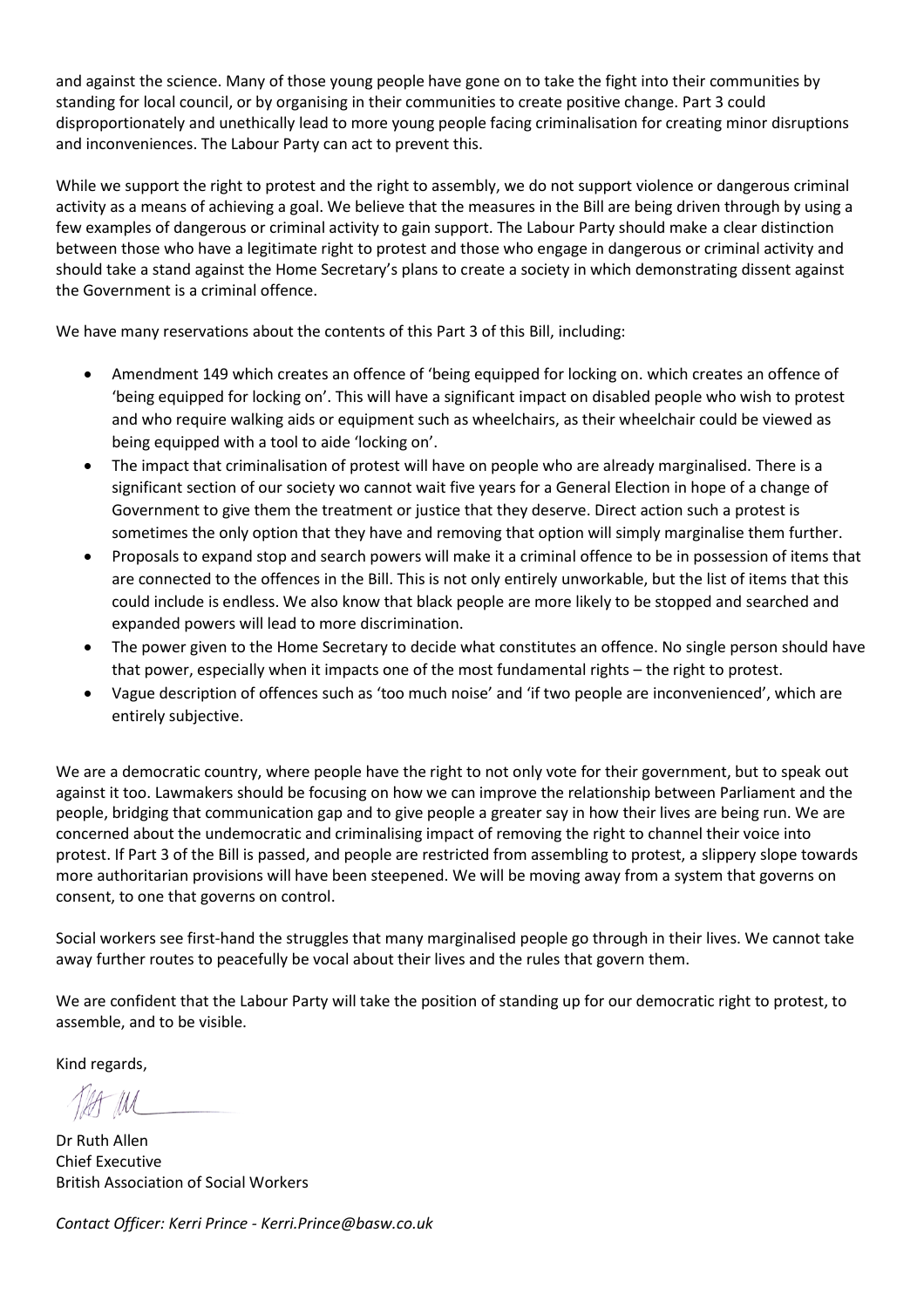and against the science. Many of those young people have gone on to take the fight into their communities by standing for local council, or by organising in their communities to create positive change. Part 3 could disproportionately and unethically lead to more young people facing criminalisation for creating minor disruptions and inconveniences. The Labour Party can act to prevent this.

While we support the right to protest and the right to assembly, we do not support violence or dangerous criminal activity as a means of achieving a goal. We believe that the measures in the Bill are being driven through by using a few examples of dangerous or criminal activity to gain support. The Labour Party should make a clear distinction between those who have a legitimate right to protest and those who engage in dangerous or criminal activity and should take a stand against the Home Secretary's plans to create a society in which demonstrating dissent against the Government is a criminal offence.

We have many reservations about the contents of this Part 3 of this Bill, including:

- Amendment 149 which creates an offence of 'being equipped for locking on. which creates an offence of 'being equipped for locking on'. This will have a significant impact on disabled people who wish to protest and who require walking aids or equipment such as wheelchairs, as their wheelchair could be viewed as being equipped with a tool to aide 'locking on'.
- The impact that criminalisation of protest will have on people who are already marginalised. There is a significant section of our society wo cannot wait five years for a General Election in hope of a change of Government to give them the treatment or justice that they deserve. Direct action such a protest is sometimes the only option that they have and removing that option will simply marginalise them further.
- Proposals to expand stop and search powers will make it a criminal offence to be in possession of items that are connected to the offences in the Bill. This is not only entirely unworkable, but the list of items that this could include is endless. We also know that black people are more likely to be stopped and searched and expanded powers will lead to more discrimination.
- The power given to the Home Secretary to decide what constitutes an offence. No single person should have that power, especially when it impacts one of the most fundamental rights – the right to protest.
- Vague description of offences such as 'too much noise' and 'if two people are inconvenienced', which are entirely subjective.

We are a democratic country, where people have the right to not only vote for their government, but to speak out against it too. Lawmakers should be focusing on how we can improve the relationship between Parliament and the people, bridging that communication gap and to give people a greater say in how their lives are being run. We are concerned about the undemocratic and criminalising impact of removing the right to channel their voice into protest. If Part 3 of the Bill is passed, and people are restricted from assembling to protest, a slippery slope towards more authoritarian provisions will have been steepened. We will be moving away from a system that governs on consent, to one that governs on control.

Social workers see first-hand the struggles that many marginalised people go through in their lives. We cannot take away further routes to peacefully be vocal about their lives and the rules that govern them.

We are confident that the Labour Party will take the position of standing up for our democratic right to protest, to assemble, and to be visible.

Kind regards,

Dr Ruth Allen
Chief Executive
British Association of Social Workers

*Contact Officer: Kerri Prince - Kerri.Prince@basw.co.uk*